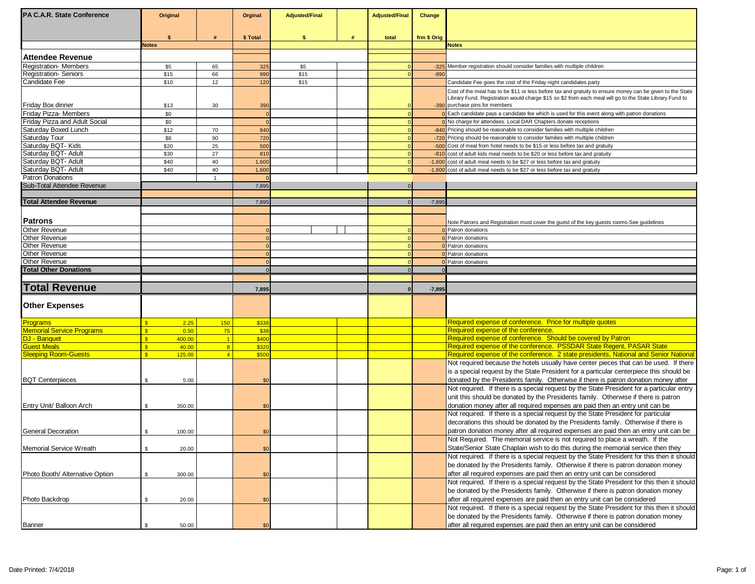| PA C.A.R. State Conference | Original | | Orginal | Adjusted/Final | | Adjusted/Final | Change | |
|---|---|---|---|---|---|---|---|---|
| | $ | # | $ Total | $ | # | total | frm $ Orig | |
| | Notes | | | | | | | Notes |
| **Attendee Revenue** | | | | | | | | |
| Registration- Members | $5 | 65 | 325 | $5 | | 0 | -325 | Member registration should consider families with multiple children |
| Registration- Seniors | $15 | 66 | 990 | $15 | | 0 | -990 | |
| Candidate Fee | $10 | 12 | 120 | $15 | | | | Candidate Fee goes the cost of the Friday night candidates party |
| Friday Box dinner | $13 | 30 | 390 | | | 0 | -390 | Cost of the meal has to be $11 or less before tax and gratuity to ensure money can be given to the State Library Fund. Registration would charge $15 so $2 from each meal will go to the State Library Fund to purchase pins for members |
| Friday Pizza- Members | $0 | | 0 | | | 0 | 0 | Each candidate pays a candidate fee which is used for this event along with patron donations |
| Friday Pizza and Adult Social | $0 | | 0 | | | 0 | 0 | No charge for attendees. Local DAR Chapters donate receptions |
| Saturday Boxed Lunch | $12 | 70 | 840 | | | 0 | -840 | Pricing should be reasonable to consider families with multiple children |
| Saturday Tour | $8 | 90 | 720 | | | 0 | -720 | Pricing should be reasonable to consider families with multiple children |
| Saturday BQT- Kids | $20 | 25 | 500 | | | 0 | -500 | Cost of meal from hotel needs to be $15 or less before tax and gratuity |
| Saturday BQT- Adult | $30 | 27 | 810 | | | 0 | -810 | cost of adult kids meal needs to be $20 or less before tax and gratuity |
| Saturday BQT- Adult | $40 | 40 | 1,600 | | | 0 | -1,600 | cost of adult meal needs to be $27 or less before tax and gratuity |
| Saturday BQT- Adult | $40 | 40 | 1,600 | | | 0 | -1,600 | cost of adult meal needs to be $27 or less before tax and gratuity |
| Patron Donations | | 1 | 0 | | | | | |
| Sub-Total Attendee Revenue | | | 7,895 | | | 0 | | |
| | | | | | | | | |
| **Total Attendee Revenue** | | | 7,895 | | | 0 | -7,895 | |
| | | | | | | | | |
| **Patrons** | | | | | | | | Note Patrons and Registration must cover the guest of the key guests rooms-See guidelines |
| Other Revenue | | | 0 | | | 0 | 0 | Patron donations |
| Other Revenue | | | 0 | | | 0 | 0 | Patron donations |
| Other Revenue | | | 0 | | | 0 | 0 | Patron donations |
| Other Revenue | | | 0 | | | 0 | 0 | Patron donations |
| Other Revenue | | | 0 | | | 0 | 0 | Patron donations |
| **Total Other Donations** | | | 0 | | | 0 | 0 | |
| | | | | | | | | |
| **Total Revenue** | | | **7,895** | | | **0** | **-7,895** | |
| **Other Expenses** | | | | | | | | |
| Programs | $ 2.25 | 150 | $338 | | | | | Required expense of conference. Price for multiple quotes |
| Memorial Service Programs | $ 0.50 | 75 | $38 | | | | | Required expense of the conference. |
| DJ - Banquet | $ 400.00 | 1 | $400 | | | | | Required expense of conference. Should be covered by Patron |
| Guest Meals | $ 40.00 | 8 | $320 | | | | | Required expense of the conference. PSSDAR State Regent, PASAR State |
| Sleeping Room-Guests | $ 125.00 | 4 | $500 | | | | | Required expense of the conference. 2 state presidents, National and Senior National |
| BQT Centerpieces | $ 5.00 | | $0 | | | | | Not required because the hotels usually have center pieces that can be used. If there is a special request by the State President for a particular centerpiece this should be donated by the Presidents family. Otherwise if there is patron donation money after |
| Entry Unit/ Balloon Arch | $ 350.00 | | $0 | | | | | Not required. If there is a special request by the State President for a particular entry unit this should be donated by the Presidents family. Otherwise if there is patron donation money after all required expenses are paid then an entry unit can be |
| General Decoration | $ 100.00 | | $0 | | | | | Not required. If there is a special request by the State President for particular decorations this should be donated by the Presidents family. Otherwise if there is patron donation money after all required expenses are paid then an entry unit can be |
| Memorial Service Wreath | $ 20.00 | | $0 | | | | | Not Required. The memorial service is not required to place a wreath. If the State/Senior State Chaplain wish to do this during the memorial service then they |
| Photo Booth/ Alternative Option | $ 300.00 | | $0 | | | | | Not required. If there is a special request by the State President for this then it should be donated by the Presidents family. Otherwise if there is patron donation money after all required expenses are paid then an entry unit can be considered |
| Photo Backdrop | $ 20.00 | | $0 | | | | | Not required. If there is a special request by the State President for this then it should be donated by the Presidents family. Otherwise if there is patron donation money after all required expenses are paid then an entry unit can be considered |
| Banner | $ 50.00 | | $0 | | | | | Not required. If there is a special request by the State President for this then it should be donated by the Presidents family. Otherwise if there is patron donation money after all required expenses are paid then an entry unit can be considered |

Date Printed: 7/4/2018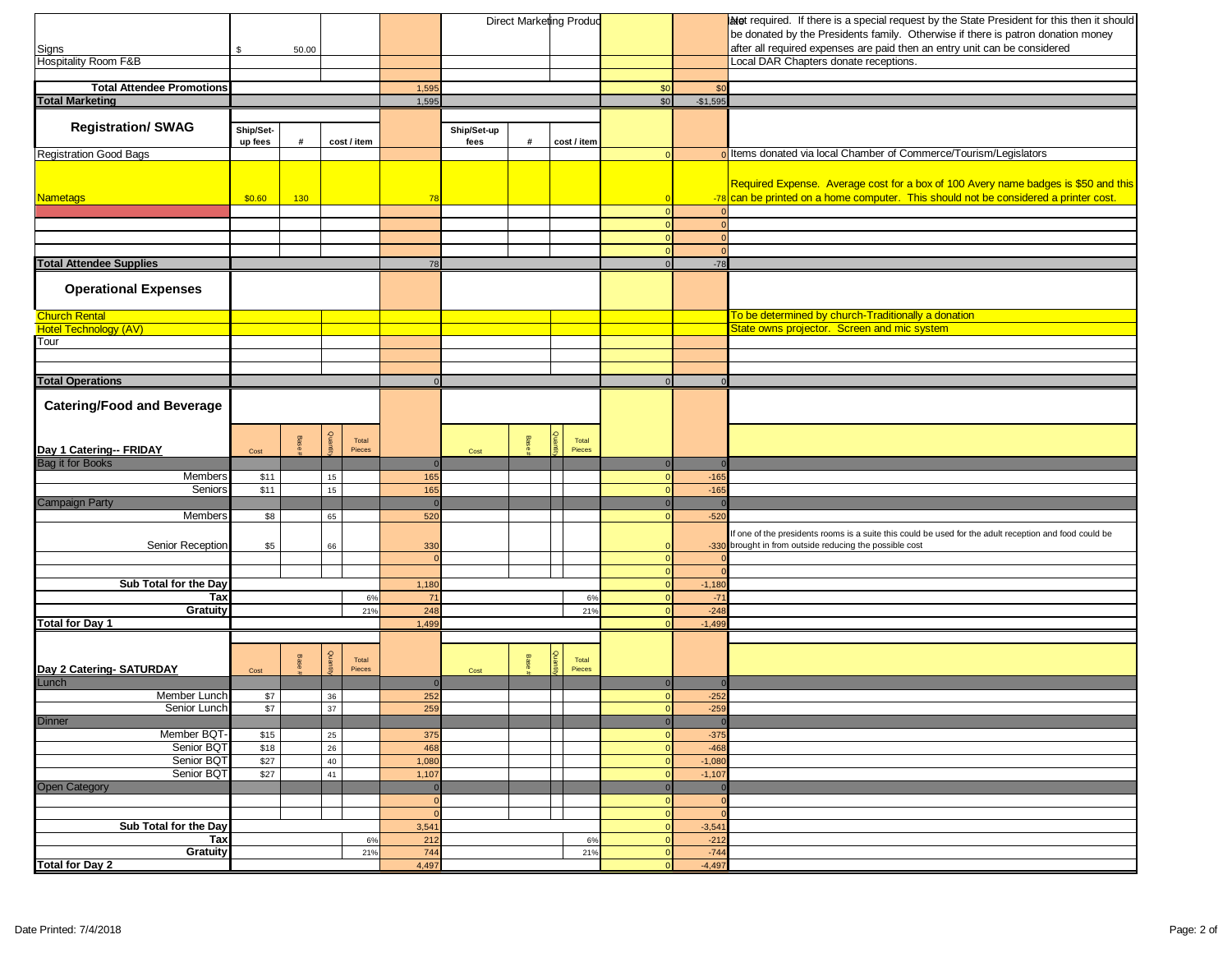| | | | | | | Direct Marketing Produc | | | | |
|---|---|---|---|---|---|---|---|---|---|---|
| Signs | $ 50.00 | | | | | | | | | Not required. If there is a special request by the State President for this then it should be donated by the Presidents family. Otherwise if there is patron donation money after all required expenses are paid then an entry unit can be considered |
| Hospitality Room F&B | | | | | | | | | | Local DAR Chapters donate receptions. |
| | | | | | | | | | | |
| **Total Attendee Promotions** | | | | 1,595 | | | | $0 | $0 | |
| **Total Marketing** | | | | 1,595 | | | | $0 | -$1,595 | |
| **Registration/ SWAG** | **Ship/Set-up fees** | **#** | **cost / item** | | **Ship/Set-up fees** | **#** | **cost / item** | | | |
| Registration Good Bags | | | | | | | | 0 | 0 | Items donated via local Chamber of Commerce/Tourism/Legislators |
| Nametags | $0.60 | 130 | | 78 | | | | 0 | -78 | Required Expense. Average cost for a box of 100 Avery name badges is $50 and this can be printed on a home computer. This should not be considered a printer cost. |
| | | | | | | | | 0 | 0 | |
| | | | | | | | | 0 | 0 | |
| | | | | | | | | 0 | 0 | |
| | | | | | | | | 0 | 0 | |
| **Total Attendee Supplies** | | | | 78 | | | | 0 | -78 | |
| **Operational Expenses** | | | | | | | | | | |
| Church Rental | | | | | | | | | | To be determined by church-Traditionally a donation |
| Hotel Technology (AV) | | | | | | | | | | State owns projector. Screen and mic system |
| Tour | | | | | | | | | | |
| | | | | | | | | | | |
| | | | | | | | | | | |
| **Total Operations** | | | | 0 | | | | 0 | 0 | |
| **Catering/Food and Beverage** | | | | | | | | | | |
| **Day 1 Catering-- FRIDAY** | Cost | Base # | Quantity | Total Pieces | | Cost | Base # | Quantity | Total Pieces | |
| Bag it for Books | | | | | 0 | | | | 0 | 0 |
| Members | $11 | | 15 | | 165 | | | | 0 | -165 |
| Seniors | $11 | | 15 | | 165 | | | | 0 | -165 |
| Campaign Party | | | | | 0 | | | | 0 | 0 |
| Members | $8 | | 65 | | 520 | | | | 0 | -520 |
| Senior Reception | $5 | | 66 | | 330 | | | | 0 | -330 |
| | | | | | 0 | | | | 0 | 0 |
| | | | | | | | | | 0 | 0 |
| **Sub Total for the Day** | | | | | 1,180 | | | | 0 | -1,180 |
| **Tax** | | | | 6% | 71 | | | 6% | 0 | -71 |
| **Gratuity** | | | | 21% | 248 | | | 21% | 0 | -248 |
| **Total for Day 1** | | | | | 1,499 | | | | 0 | -1,499 |
| **Day 2 Catering- SATURDAY** | Cost | Base # | Quantity | Total Pieces | | Cost | Base # | Quantity | Total Pieces | |
| Lunch | | | | | 0 | | | | 0 | 0 |
| Member Lunch | $7 | | 36 | | 252 | | | | 0 | -252 |
| Senior Lunch | $7 | | 37 | | 259 | | | | 0 | -259 |
| Dinner | | | | | | | | | 0 | 0 |
| Member BQT- | $15 | | 25 | | 375 | | | | 0 | -375 |
| Senior BQT | $18 | | 26 | | 468 | | | | 0 | -468 |
| Senior BQT | $27 | | 40 | | 1,080 | | | | 0 | -1,080 |
| Senior BQT | $27 | | 41 | | 1,107 | | | | 0 | -1,107 |
| Open Category | | | | | 0 | | | | 0 | 0 |
| | | | | | 0 | | | | 0 | 0 |
| | | | | | 0 | | | | 0 | 0 |
| **Sub Total for the Day** | | | | | 3,541 | | | | 0 | -3,541 |
| **Tax** | | | | 6% | 212 | | | 6% | 0 | -212 |
| **Gratuity** | | | | 21% | 744 | | | 21% | 0 | -744 |
| **Total for Day 2** | | | | | 4,497 | | | | 0 | -4,497 |

Note (Senior Reception): If one of the presidents rooms is a suite this could be used for the adult reception and food could be brought in from outside reducing the possible cost

Date Printed: 7/4/2018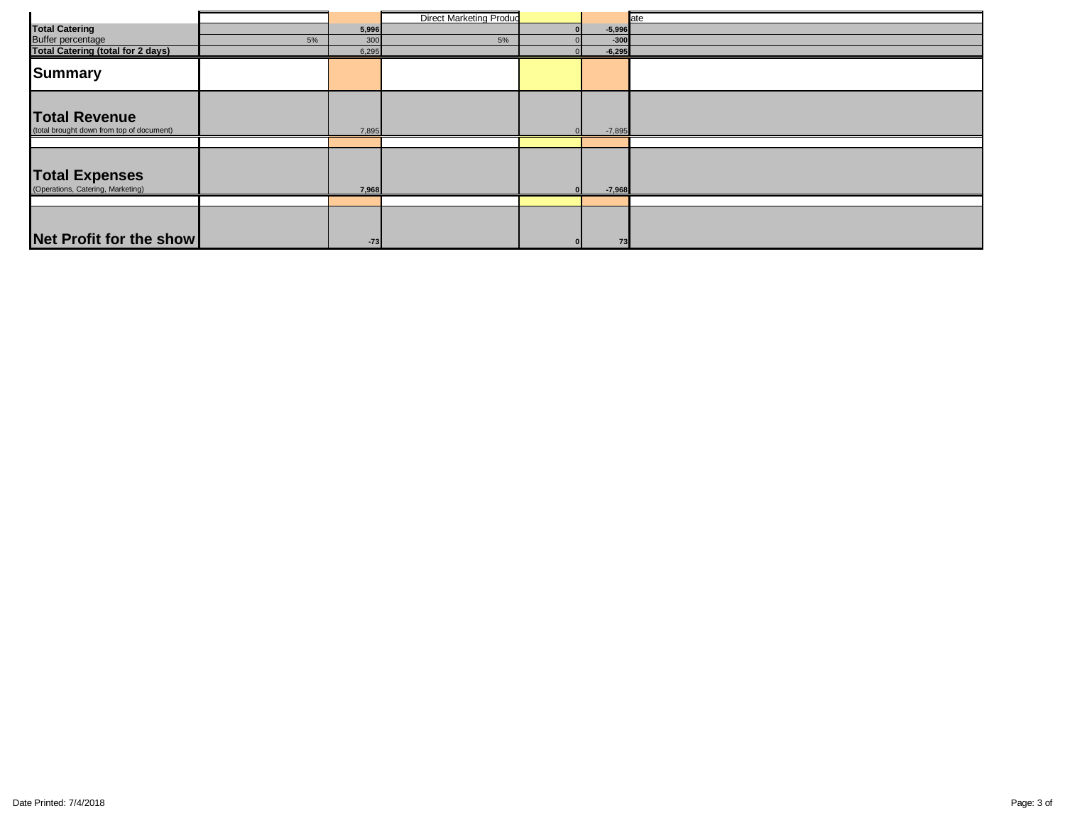| | | | Direct Marketing Produc | | | ate |
|---|---|---|---|---|---|---|
| **Total Catering** | | **5,996** | | **0** | **-5,996** | |
| Buffer percentage | 5% | 300 | 5% | 0 | -300 | |
| **Total Catering (total for 2 days)** | | 6,295 | | 0 | -6,295 | |
| **Summary** | | | | | | |
| **Total Revenue** (total brought down from top of document) | | 7,895 | | 0 | -7,895 | |
| | | | | | | |
| **Total Expenses** (Operations, Catering, Marketing) | | **7,968** | | **0** | **-7,968** | |
| | | | | | | |
| **Net Profit for the show** | | **-73** | | **0** | **73** | |

Date Printed: 7/4/2018